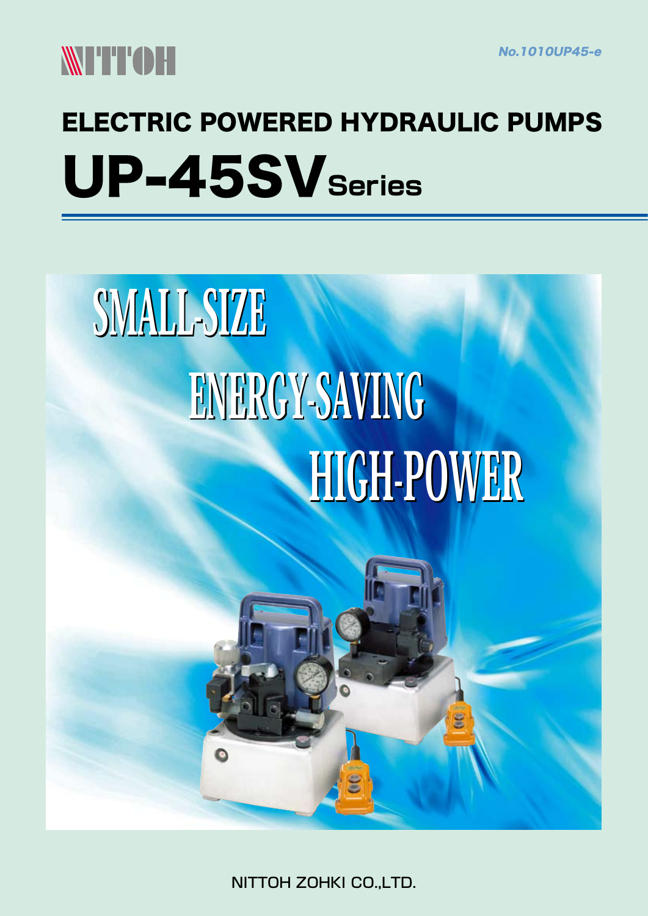NITTOH

No.1010UP45-e

# ELECTRIC POWERED HYDRAULIC PUMPS

# UP-45SV Series

SMALL-SIZE

ENERGY-SAVING

HIGH-POWER

NITTOH ZOHKI CO.,LTD.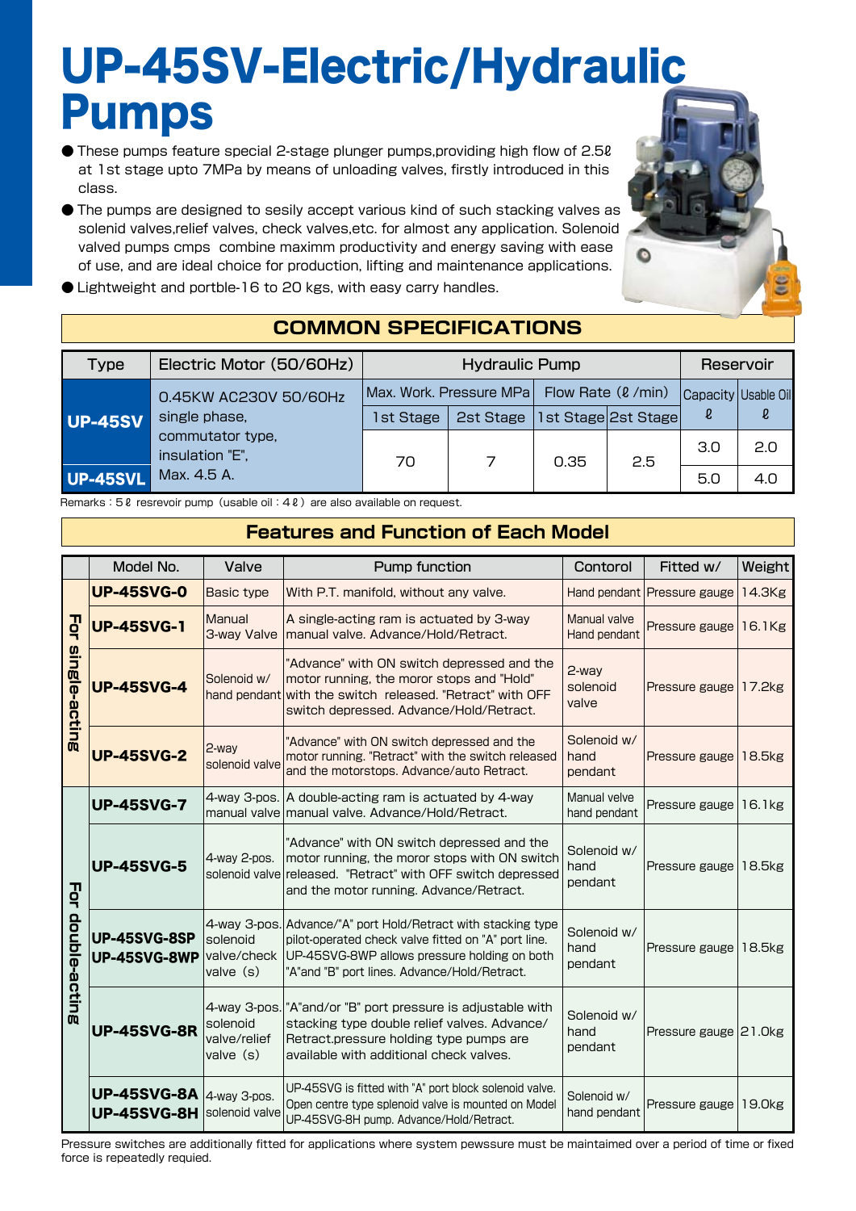# UP-45SV-Electric/Hydraulic Pumps

- These pumps feature special 2-stage plunger pumps,providing high flow of 2.5ℓ at 1st stage upto 7MPa by means of unloading valves, firstly introduced in this class.
- The pumps are designed to sesily accept various kind of such stacking valves as solenid valves,relief valves, check valves,etc. for almost any application. Solenoid valved pumps cmps combine maximm productivity and energy saving with ease of use, and are ideal choice for production, lifting and maintenance applications.
- Lightweight and portble-16 to 20 kgs, with easy carry handles.

## COMMON SPECIFICATIONS

| Type | Electric Motor (50/60Hz) | Hydraulic Pump | | | | Reservoir | |
|---|---|---|---|---|---|---|---|
| | | Max. Work. Pressure MPa | | Flow Rate (ℓ/min) | | Capacity | Usable Oil |
| | | 1st Stage | 2st Stage | 1st Stage | 2st Stage | ℓ | ℓ |
| UP-45SV | 0.45KW AC230V 50/60Hz single phase, commutator type, insulation "E", Max. 4.5 A. | 70 | 7 | 0.35 | 2.5 | 3.0 | 2.0 |
| UP-45SVL | | | | | | 5.0 | 4.0 |

Remarks : 5ℓ resrevoir pump (usable oil : 4ℓ) are also available on request.

## Features and Function of Each Model

| | Model No. | Valve | Pump function | Contorol | Fitted w/ | Weight |
|---|---|---|---|---|---|---|
| For single-acting | **UP-45SVG-0** | Basic type | With P.T. manifold, without any valve. | Hand pendant | Pressure gauge | 14.3Kg |
| | **UP-45SVG-1** | Manual 3-way Valve | A single-acting ram is actuated by 3-way manual valve. Advance/Hold/Retract. | Manual valve Hand pendant | Pressure gauge | 16.1Kg |
| | **UP-45SVG-4** | Solenoid w/ hand pendant | "Advance" with ON switch depressed and the motor running, the moror stops and "Hold" with the switch released. "Retract" with OFF switch depressed. Advance/Hold/Retract. | 2-way solenoid valve | Pressure gauge | 17.2kg |
| | **UP-45SVG-2** | 2-way solenoid valve | "Advance" with ON switch depressed and the motor running. "Retract" with the switch released and the motorstops. Advance/auto Retract. | Solenoid w/ hand pendant | Pressure gauge | 18.5kg |
| For double-acting | **UP-45SVG-7** | 4-way 3-pos. manual valve | A double-acting ram is actuated by 4-way manual valve. Advance/Hold/Retract. | Manual velve hand pendant | Pressure gauge | 16.1kg |
| | **UP-45SVG-5** | 4-way 2-pos. solenoid valve | "Advance" with ON switch depressed and the motor running, the moror stops with ON switch released. "Retract" with OFF switch depressed and the motor running. Advance/Retract. | Solenoid w/ hand pendant | Pressure gauge | 18.5kg |
| | **UP-45SVG-8SP** **UP-45SVG-8WP** | 4-way 3-pos. solenoid valve/check valve (s) | Advance/"A" port Hold/Retract with stacking type pilot-operated check valve fitted on "A" port line. UP-45SVG-8WP allows pressure holding on both "A"and "B" port lines. Advance/Hold/Retract. | Solenoid w/ hand pendant | Pressure gauge | 18.5kg |
| | **UP-45SVG-8R** | 4-way 3-pos. solenoid valve/relief valve (s) | "A"and/or "B" port pressure is adjustable with stacking type double relief valves. Advance/ Retract.pressure holding type pumps are available with additional check valves. | Solenoid w/ hand pendant | Pressure gauge | 21.0kg |
| | **UP-45SVG-8A** **UP-45SVG-8H** | 4-way 3-pos. solenoid valve | UP-45SVG is fitted with "A" port block solenoid valve. Open centre type splenoid valve is mounted on Model UP-45SVG-8H pump. Advance/Hold/Retract. | Solenoid w/ hand pendant | Pressure gauge | 19.0kg |

Pressure switches are additionally fitted for applications where system pewssure must be maintaimed over a period of time or fixed force is repeatedly requied.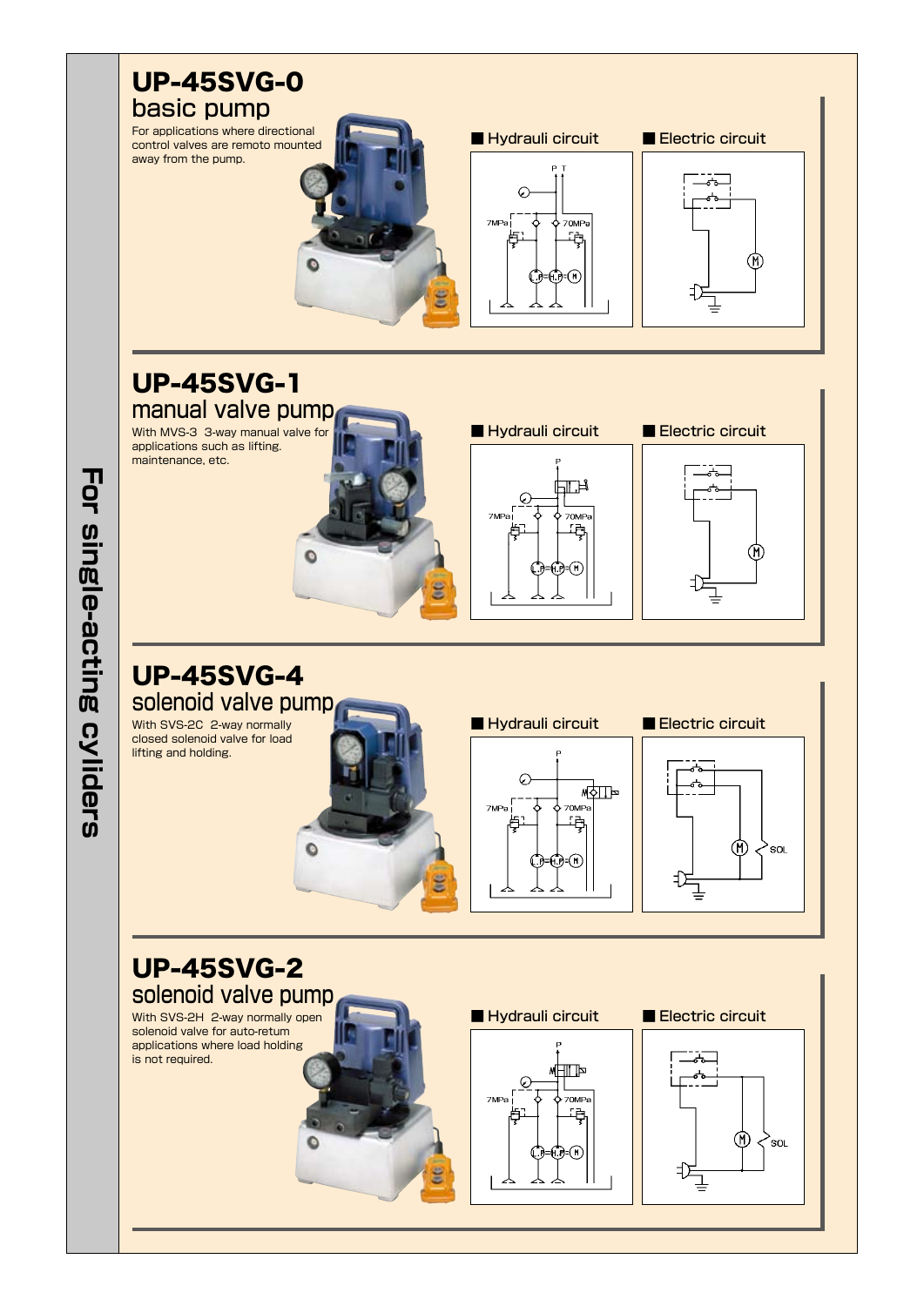For single-acting cylinders

## UP-45SVG-0
### basic pump

For applications where directional control valves are remoto mounted away from the pump.

■ Hydrauli circuit

P T

7MPa 70MPa

L.P H.P M

■ Electric circuit

M

## UP-45SVG-1
### manual valve pump

With MVS-3 3-way manual valve for applications such as lifting, maintenance, etc.

■ Hydrauli circuit

P

7MPa 70MPa

L.P H.P M

■ Electric circuit

M

## UP-45SVG-4
### solenoid valve pump

With SVS-2C 2-way normally closed solenoid valve for load lifting and holding.

■ Hydrauli circuit

P

7MPa 70MPa

L.P H.P M

■ Electric circuit

M SOL

## UP-45SVG-2
### solenoid valve pump

With SVS-2H 2-way normally open solenoid valve for auto-return applications where load holding is not required.

■ Hydrauli circuit

P

7MPa 70MPa

L.P H.P M

■ Electric circuit

M SOL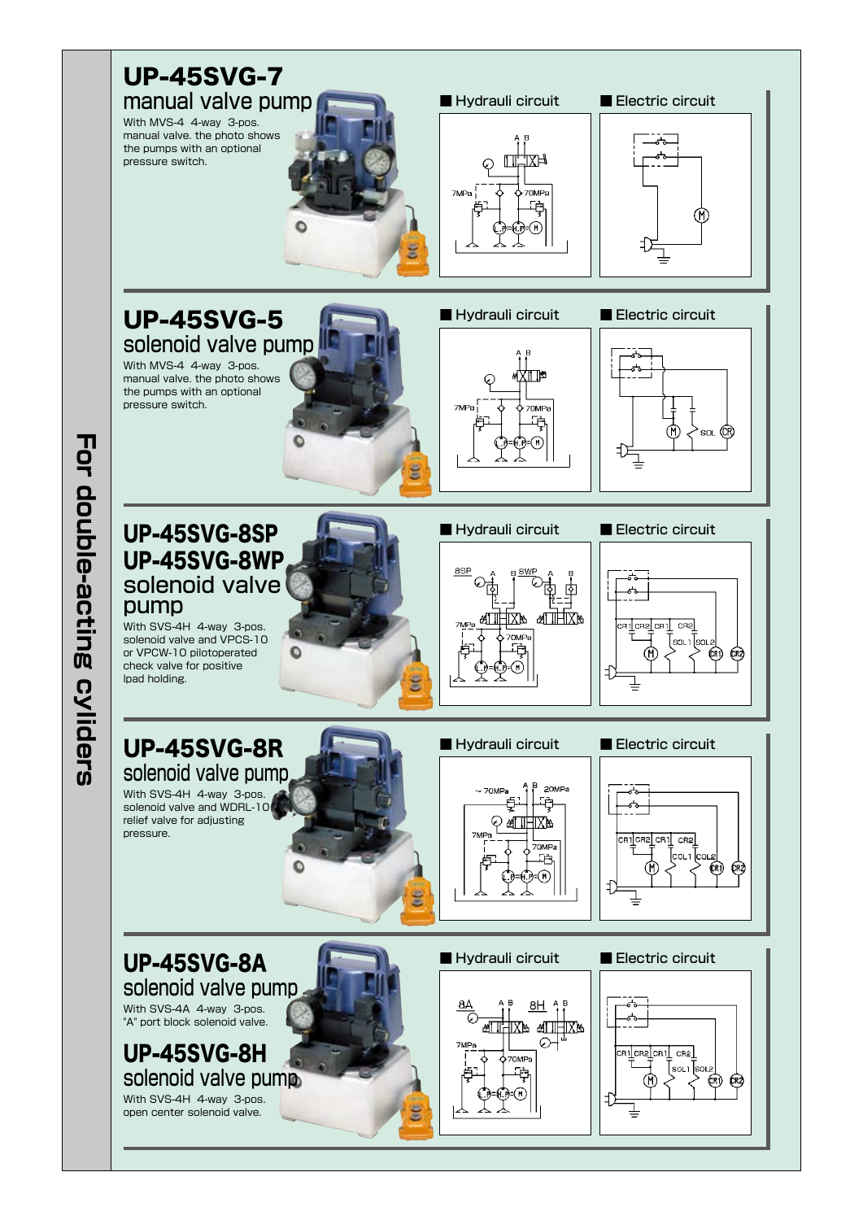# For double-acting cyliders

## UP-45SVG-7

### manual valve pump

With MVS-4 4-way 3-pos. manual valve. the photo shows the pumps with an optional pressure switch.

■ Hydrauli circuit

■ Electric circuit

## UP-45SVG-5

### solenoid valve pump

With MVS-4 4-way 3-pos. manual valve. the photo shows the pumps with an optional pressure switch.

■ Hydrauli circuit

■ Electric circuit

## UP-45SVG-8SP
## UP-45SVG-8WP

### solenoid valve pump

With SVS-4H 4-way 3-pos. solenoid valve and VPCS-10 or VPCW-10 pilotoperated check valve for positive lpad holding.

■ Hydrauli circuit

■ Electric circuit

## UP-45SVG-8R

### solenoid valve pump

With SVS-4H 4-way 3-pos. solenoid valve and WDRL-10 relief valve for adjusting pressure.

■ Hydrauli circuit

■ Electric circuit

## UP-45SVG-8A

### solenoid valve pump

With SVS-4A 4-way 3-pos. "A" port block solenoid valve.

## UP-45SVG-8H

### solenoid valve pump

With SVS-4H 4-way 3-pos. open center solenoid valve.

■ Hydrauli circuit

■ Electric circuit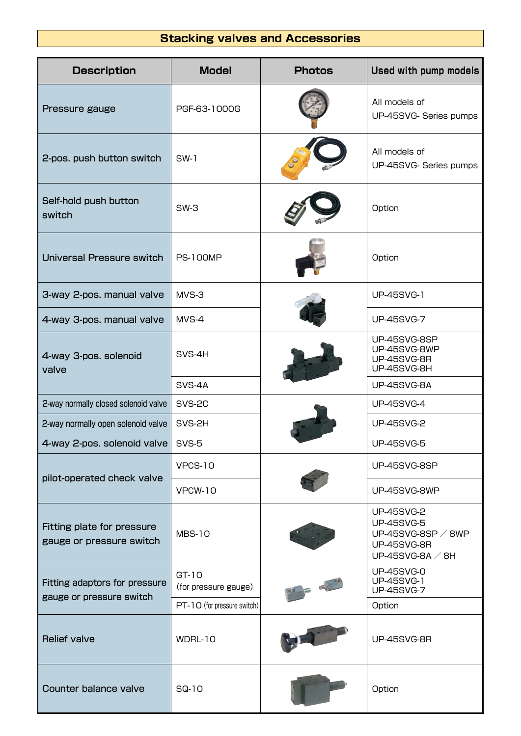## Stacking valves and Accessories

| Description | Model | Photos | Used with pump models |
|---|---|---|---|
| Pressure gauge | PGF-63-1000G | | All models of UP-45SVG- Series pumps |
| 2-pos. push button switch | SW-1 | | All models of UP-45SVG- Series pumps |
| Self-hold push button switch | SW-3 | | Option |
| Universal Pressure switch | PS-100MP | | Option |
| 3-way 2-pos. manual valve | MVS-3 | | UP-45SVG-1 |
| 4-way 3-pos. manual valve | MVS-4 | | UP-45SVG-7 |
| 4-way 3-pos. solenoid valve | SVS-4H | | UP-45SVG-8SP<br>UP-45SVG-8WP<br>UP-45SVG-8R<br>UP-45SVG-8H |
| | SVS-4A | | UP-45SVG-8A |
| 2-way normally closed solenoid valve | SVS-2C | | UP-45SVG-4 |
| 2-way normally open solenoid valve | SVS-2H | | UP-45SVG-2 |
| 4-way 2-pos. solenoid valve | SVS-5 | | UP-45SVG-5 |
| pilot-operated check valve | VPCS-10 | | UP-45SVG-8SP |
| | VPCW-10 | | UP-45SVG-8WP |
| Fitting plate for pressure gauge or pressure switch | MBS-10 | | UP-45SVG-2<br>UP-45SVG-5<br>UP-45SVG-8SP ／ 8WP<br>UP-45SVG-8R<br>UP-45SVG-8A ／ 8H |
| Fitting adaptors for pressure gauge or pressure switch | GT-10 (for pressure gauge) | | UP-45SVG-0<br>UP-45SVG-1<br>UP-45SVG-7 |
| | PT-10 (for pressure switch) | | Option |
| Relief valve | WDRL-10 | | UP-45SVG-8R |
| Counter balance valve | SQ-10 | | Option |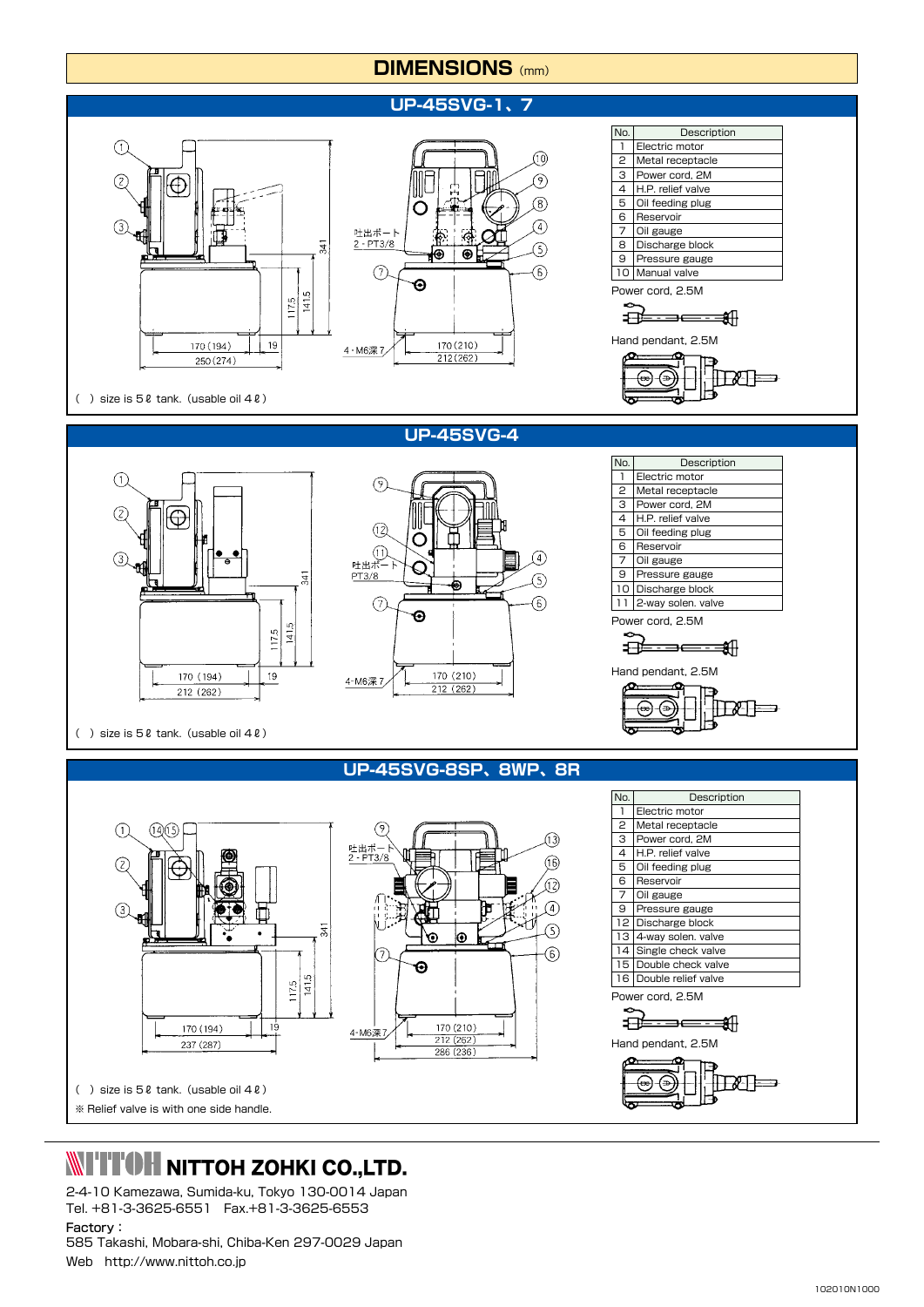# DIMENSIONS (mm)

## UP-45SVG-1、7

吐出ポート
2 - PT3/8

4・M6深7

341
117.5
141.5
19
170 (194)
250 (274)
170 (210)
212 (262)

| No. | Description |
|---|---|
| 1 | Electric motor |
| 2 | Metal receptacle |
| 3 | Power cord, 2M |
| 4 | H.P. relief valve |
| 5 | Oil feeding plug |
| 6 | Reservoir |
| 7 | Oil gauge |
| 8 | Discharge block |
| 9 | Pressure gauge |
| 10 | Manual valve |

Power cord, 2.5M

Hand pendant, 2.5M

( ) size is 5ℓ tank. (usable oil 4ℓ)

## UP-45SVG-4

吐出ポート
PT3/8

4-M6深7

341
117.5
141.5
19
170 (194)
212 (262)
170 (210)
212 (262)

| No. | Description |
|---|---|
| 1 | Electric motor |
| 2 | Metal receptacle |
| 3 | Power cord, 2M |
| 4 | H.P. relief valve |
| 5 | Oil feeding plug |
| 6 | Reservoir |
| 7 | Oil gauge |
| 9 | Pressure gauge |
| 10 | Discharge block |
| 11 | 2-way solen. valve |

Power cord, 2.5M

Hand pendant, 2.5M

( ) size is 5ℓ tank. (usable oil 4ℓ)

## UP-45SVG-8SP、8WP、8R

吐出ポート
2 - PT3/8

4-M6深7

341
117.5
141.5
19
170 (194)
237 (287)
170 (210)
212 (262)
286 (236)

| No. | Description |
|---|---|
| 1 | Electric motor |
| 2 | Metal receptacle |
| 3 | Power cord, 2M |
| 4 | H.P. relief valve |
| 5 | Oil feeding plug |
| 6 | Reservoir |
| 7 | Oil gauge |
| 9 | Pressure gauge |
| 12 | Discharge block |
| 13 | 4-way solen. valve |
| 14 | Single check valve |
| 15 | Double check valve |
| 16 | Double relief valve |

Power cord, 2.5M

Hand pendant, 2.5M

( ) size is 5ℓ tank. (usable oil 4ℓ)

※ Relief valve is with one side handle.

**NITTOH NITTOH ZOHKI CO.,LTD.**

2-4-10 Kamezawa, Sumida-ku, Tokyo 130-0014 Japan
Tel. +81-3-3625-6551 Fax.+81-3-3625-6553

Factory：
585 Takashi, Mobara-shi, Chiba-Ken 297-0029 Japan

Web http://www.nittoh.co.jp

102010N1000